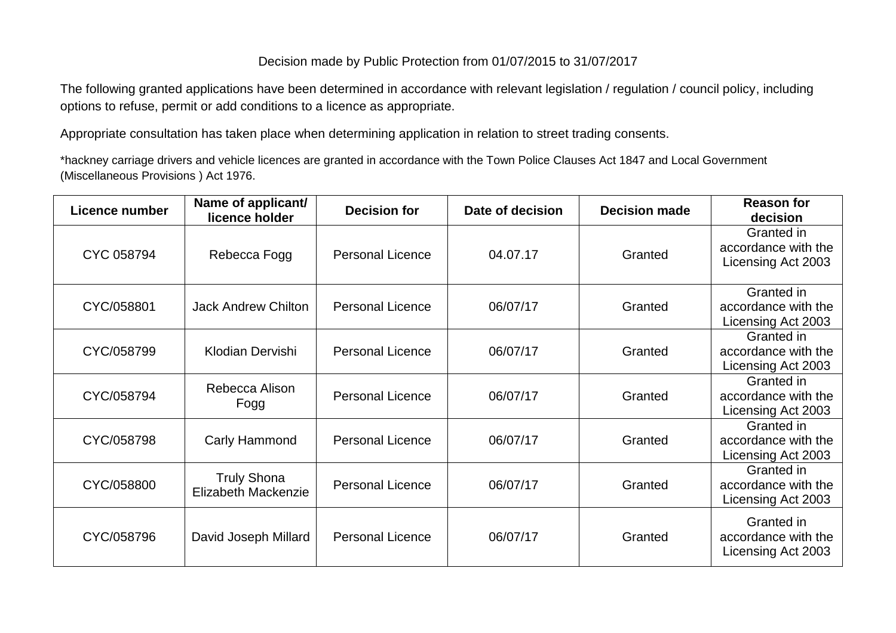Decision made by Public Protection from 01/07/2015 to 31/07/2017

The following granted applications have been determined in accordance with relevant legislation / regulation / council policy, including options to refuse, permit or add conditions to a licence as appropriate.

Appropriate consultation has taken place when determining application in relation to street trading consents.

*hackney carriage drivers and vehicle licences are granted in accordance with the Town Police Clauses Act 1847 and Local Government (Miscellaneous Provisions ) Act 1976.

| Licence number | Name of applicant/ licence holder | Decision for | Date of decision | Decision made | Reason for decision |
|---|---|---|---|---|---|
| CYC 058794 | Rebecca Fogg | Personal Licence | 04.07.17 | Granted | Granted in accordance with the Licensing Act 2003 |
| CYC/058801 | Jack Andrew Chilton | Personal Licence | 06/07/17 | Granted | Granted in accordance with the Licensing Act 2003 |
| CYC/058799 | Klodian Dervishi | Personal Licence | 06/07/17 | Granted | Granted in accordance with the Licensing Act 2003 |
| CYC/058794 | Rebecca Alison Fogg | Personal Licence | 06/07/17 | Granted | Granted in accordance with the Licensing Act 2003 |
| CYC/058798 | Carly Hammond | Personal Licence | 06/07/17 | Granted | Granted in accordance with the Licensing Act 2003 |
| CYC/058800 | Truly Shona Elizabeth Mackenzie | Personal Licence | 06/07/17 | Granted | Granted in accordance with the Licensing Act 2003 |
| CYC/058796 | David Joseph Millard | Personal Licence | 06/07/17 | Granted | Granted in accordance with the Licensing Act 2003 |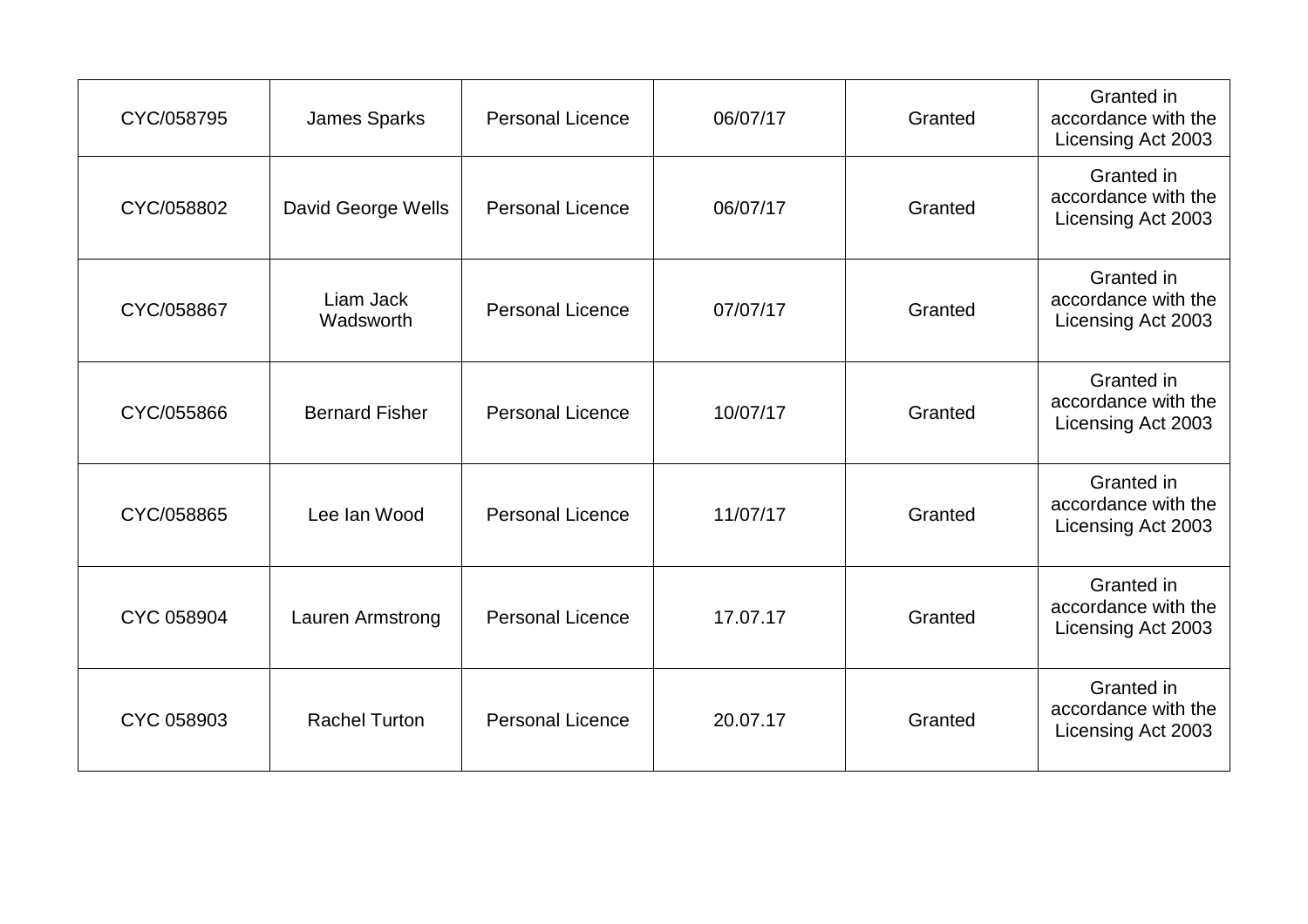| | | | | | |
|---|---|---|---|---|---|
| CYC/058795 | James Sparks | Personal Licence | 06/07/17 | Granted | Granted in accordance with the Licensing Act 2003 |
| CYC/058802 | David George Wells | Personal Licence | 06/07/17 | Granted | Granted in accordance with the Licensing Act 2003 |
| CYC/058867 | Liam Jack Wadsworth | Personal Licence | 07/07/17 | Granted | Granted in accordance with the Licensing Act 2003 |
| CYC/055866 | Bernard Fisher | Personal Licence | 10/07/17 | Granted | Granted in accordance with the Licensing Act 2003 |
| CYC/058865 | Lee Ian Wood | Personal Licence | 11/07/17 | Granted | Granted in accordance with the Licensing Act 2003 |
| CYC 058904 | Lauren Armstrong | Personal Licence | 17.07.17 | Granted | Granted in accordance with the Licensing Act 2003 |
| CYC 058903 | Rachel Turton | Personal Licence | 20.07.17 | Granted | Granted in accordance with the Licensing Act 2003 |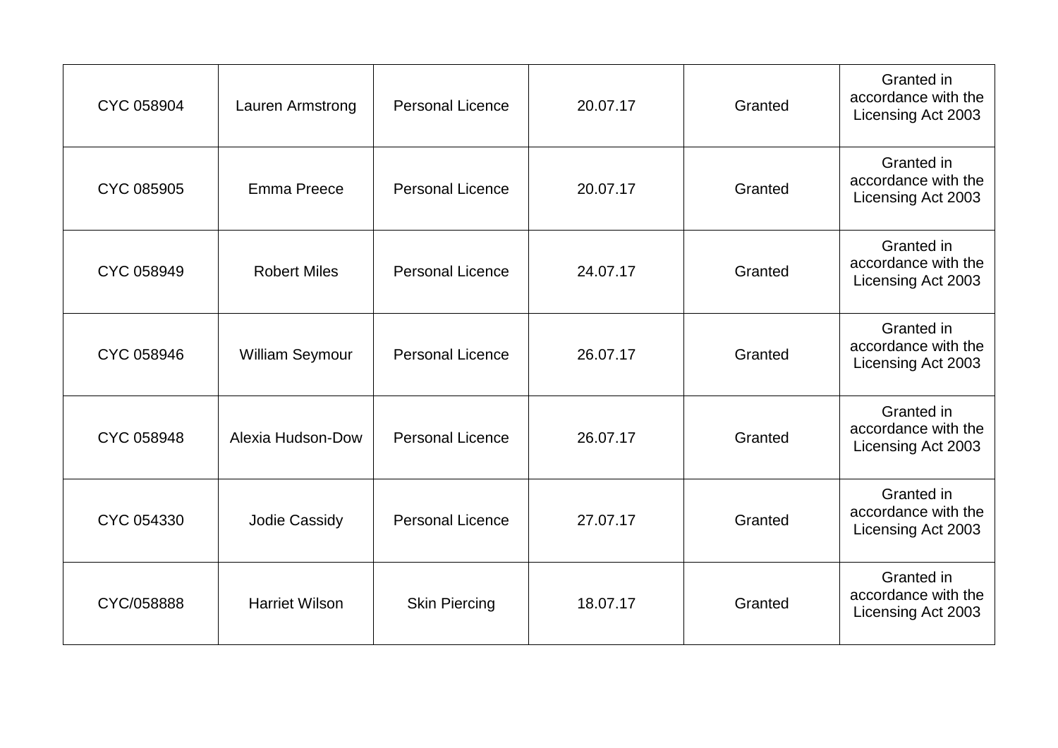| CYC 058904 | Lauren Armstrong | Personal Licence | 20.07.17 | Granted | Granted in accordance with the Licensing Act 2003 |
|---|---|---|---|---|---|
| CYC 085905 | Emma Preece | Personal Licence | 20.07.17 | Granted | Granted in accordance with the Licensing Act 2003 |
| CYC 058949 | Robert Miles | Personal Licence | 24.07.17 | Granted | Granted in accordance with the Licensing Act 2003 |
| CYC 058946 | William Seymour | Personal Licence | 26.07.17 | Granted | Granted in accordance with the Licensing Act 2003 |
| CYC 058948 | Alexia Hudson-Dow | Personal Licence | 26.07.17 | Granted | Granted in accordance with the Licensing Act 2003 |
| CYC 054330 | Jodie Cassidy | Personal Licence | 27.07.17 | Granted | Granted in accordance with the Licensing Act 2003 |
| CYC/058888 | Harriet Wilson | Skin Piercing | 18.07.17 | Granted | Granted in accordance with the Licensing Act 2003 |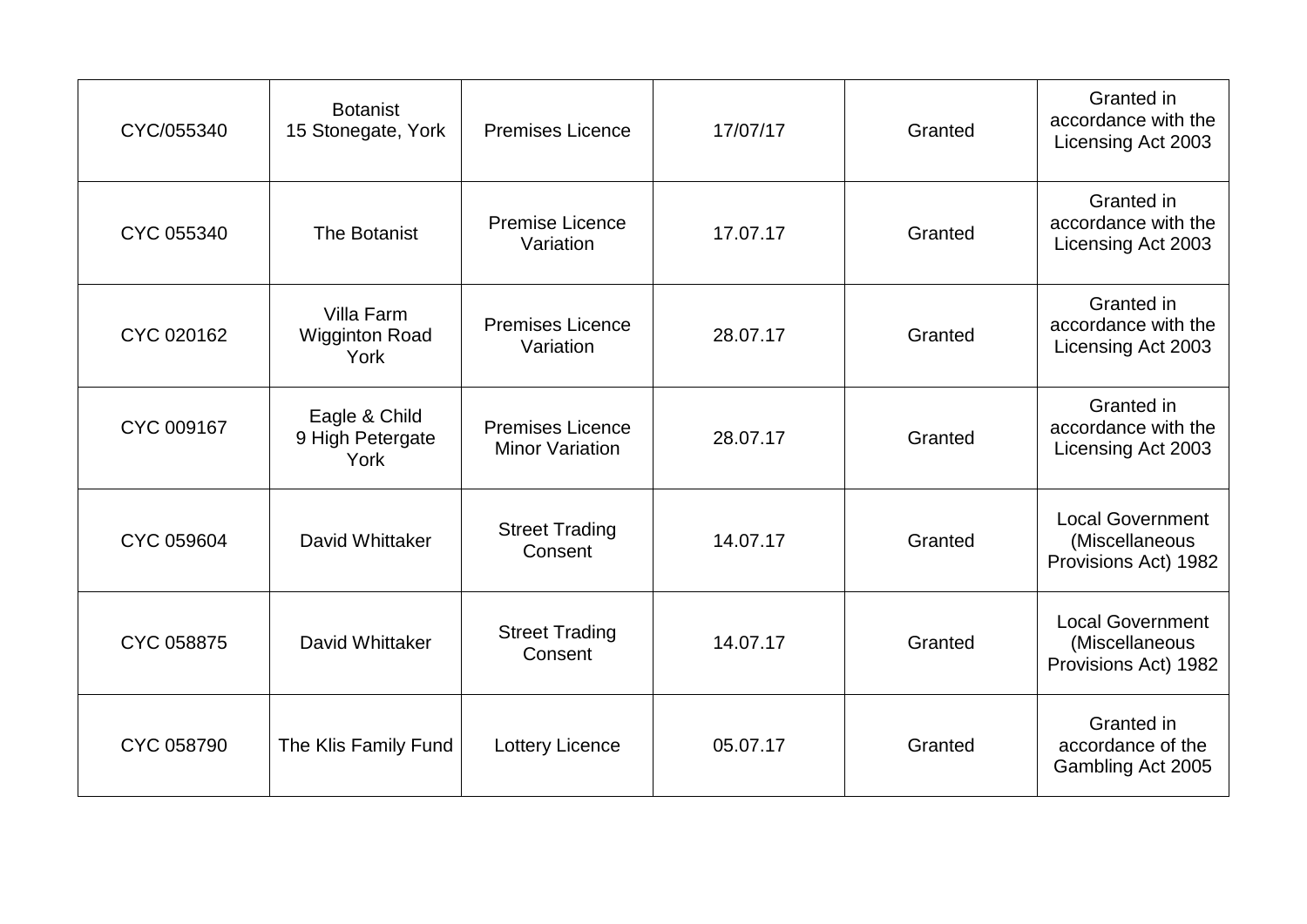| CYC/055340 | Botanist<br>15 Stonegate, York | Premises Licence | 17/07/17 | Granted | Granted in accordance with the Licensing Act 2003 |
|---|---|---|---|---|---|
| CYC 055340 | The Botanist | Premise Licence Variation | 17.07.17 | Granted | Granted in accordance with the Licensing Act 2003 |
| CYC 020162 | Villa Farm<br>Wigginton Road<br>York | Premises Licence Variation | 28.07.17 | Granted | Granted in accordance with the Licensing Act 2003 |
| CYC 009167 | Eagle & Child<br>9 High Petergate<br>York | Premises Licence Minor Variation | 28.07.17 | Granted | Granted in accordance with the Licensing Act 2003 |
| CYC 059604 | David Whittaker | Street Trading Consent | 14.07.17 | Granted | Local Government (Miscellaneous Provisions Act) 1982 |
| CYC 058875 | David Whittaker | Street Trading Consent | 14.07.17 | Granted | Local Government (Miscellaneous Provisions Act) 1982 |
| CYC 058790 | The Klis Family Fund | Lottery Licence | 05.07.17 | Granted | Granted in accordance of the Gambling Act 2005 |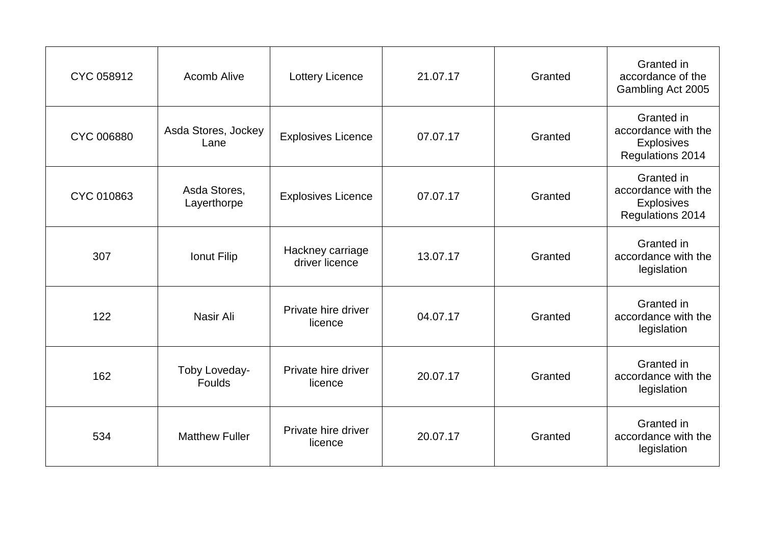| | | | | | |
|---|---|---|---|---|---|
| CYC 058912 | Acomb Alive | Lottery Licence | 21.07.17 | Granted | Granted in accordance of the Gambling Act 2005 |
| CYC 006880 | Asda Stores, Jockey Lane | Explosives Licence | 07.07.17 | Granted | Granted in accordance with the Explosives Regulations 2014 |
| CYC 010863 | Asda Stores, Layerthorpe | Explosives Licence | 07.07.17 | Granted | Granted in accordance with the Explosives Regulations 2014 |
| 307 | Ionut Filip | Hackney carriage driver licence | 13.07.17 | Granted | Granted in accordance with the legislation |
| 122 | Nasir Ali | Private hire driver licence | 04.07.17 | Granted | Granted in accordance with the legislation |
| 162 | Toby Loveday-Foulds | Private hire driver licence | 20.07.17 | Granted | Granted in accordance with the legislation |
| 534 | Matthew Fuller | Private hire driver licence | 20.07.17 | Granted | Granted in accordance with the legislation |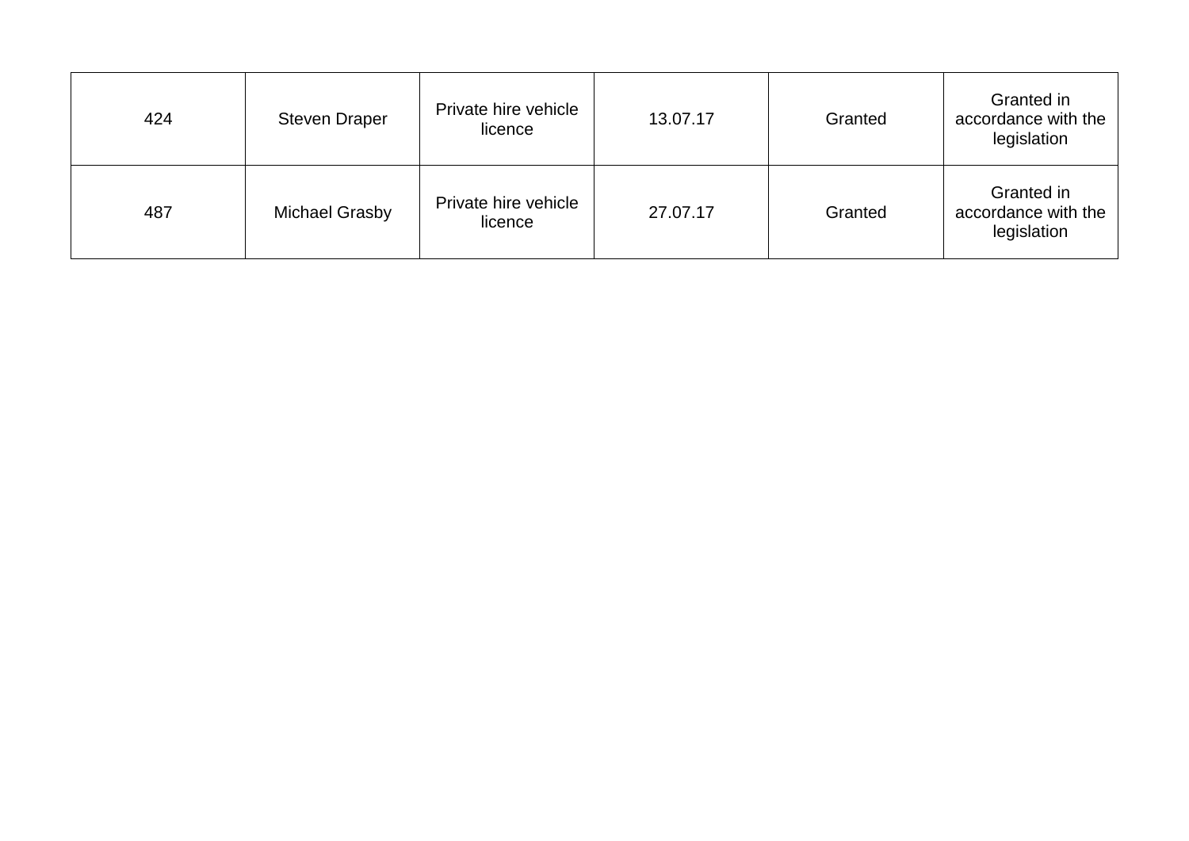| | | | | | |
|---|---|---|---|---|---|
| 424 | Steven Draper | Private hire vehicle licence | 13.07.17 | Granted | Granted in accordance with the legislation |
| 487 | Michael Grasby | Private hire vehicle licence | 27.07.17 | Granted | Granted in accordance with the legislation |